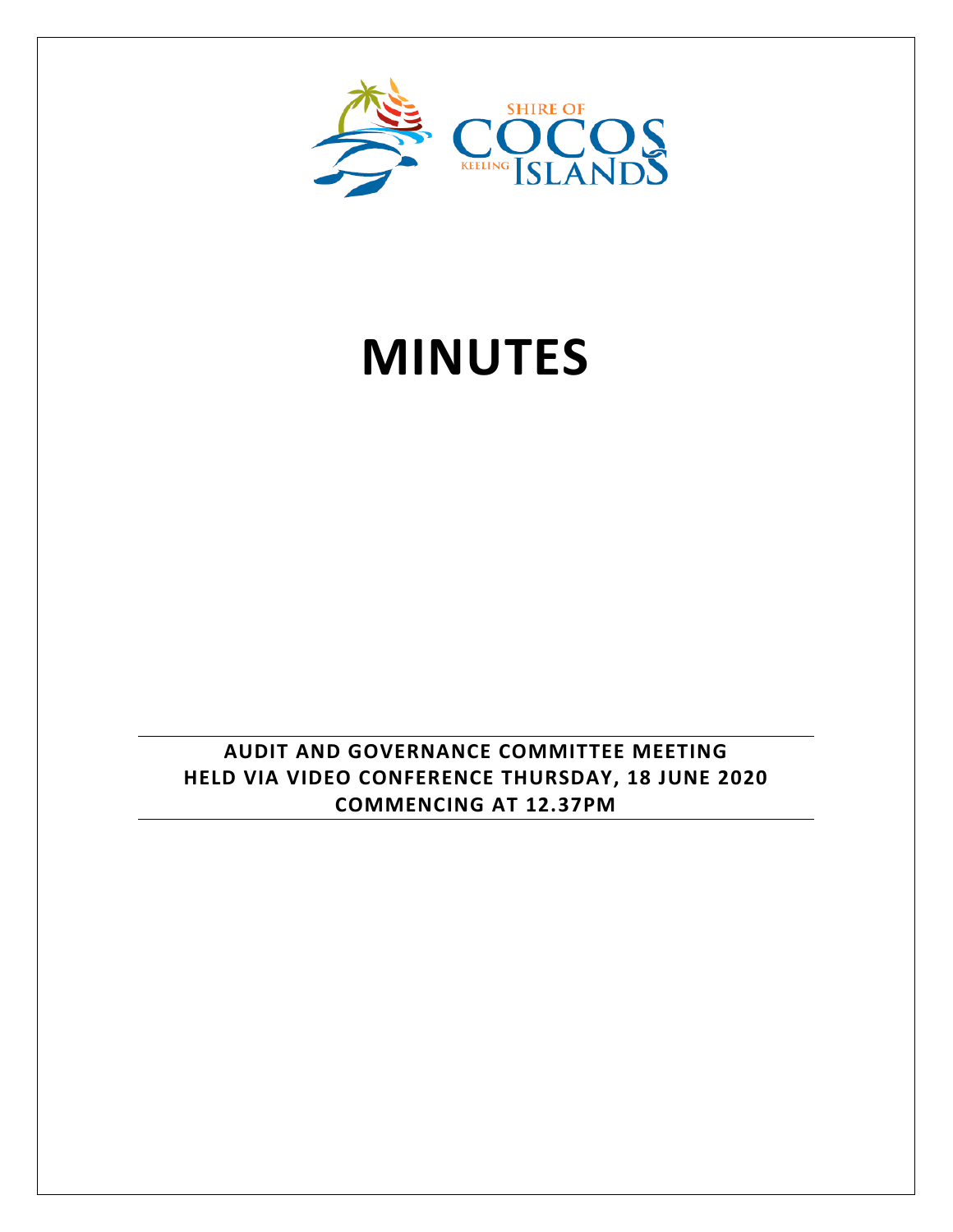SHIRE OF COCOS KEELING ISLANDS

# MINUTES

**AUDIT AND GOVERNANCE COMMITTEE MEETING**
**HELD VIA VIDEO CONFERENCE THURSDAY, 18 JUNE 2020**
**COMMENCING AT 12.37PM**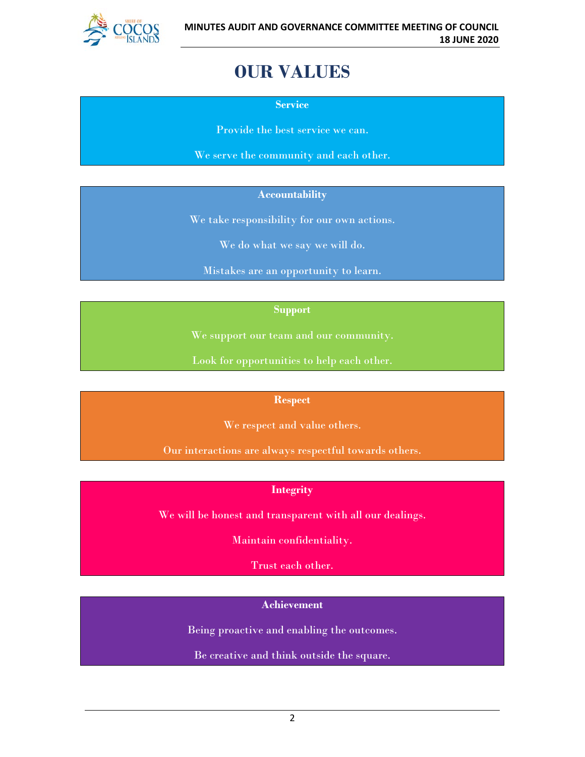# OUR VALUES

**Service**

Provide the best service we can.

We serve the community and each other.

**Accountability**

We take responsibility for our own actions.

We do what we say we will do.

Mistakes are an opportunity to learn.

**Support**

We support our team and our community.

Look for opportunities to help each other.

**Respect**

We respect and value others.

Our interactions are always respectful towards others.

**Integrity**

We will be honest and transparent with all our dealings.

Maintain confidentiality.

Trust each other.

**Achievement**

Being proactive and enabling the outcomes.

Be creative and think outside the square.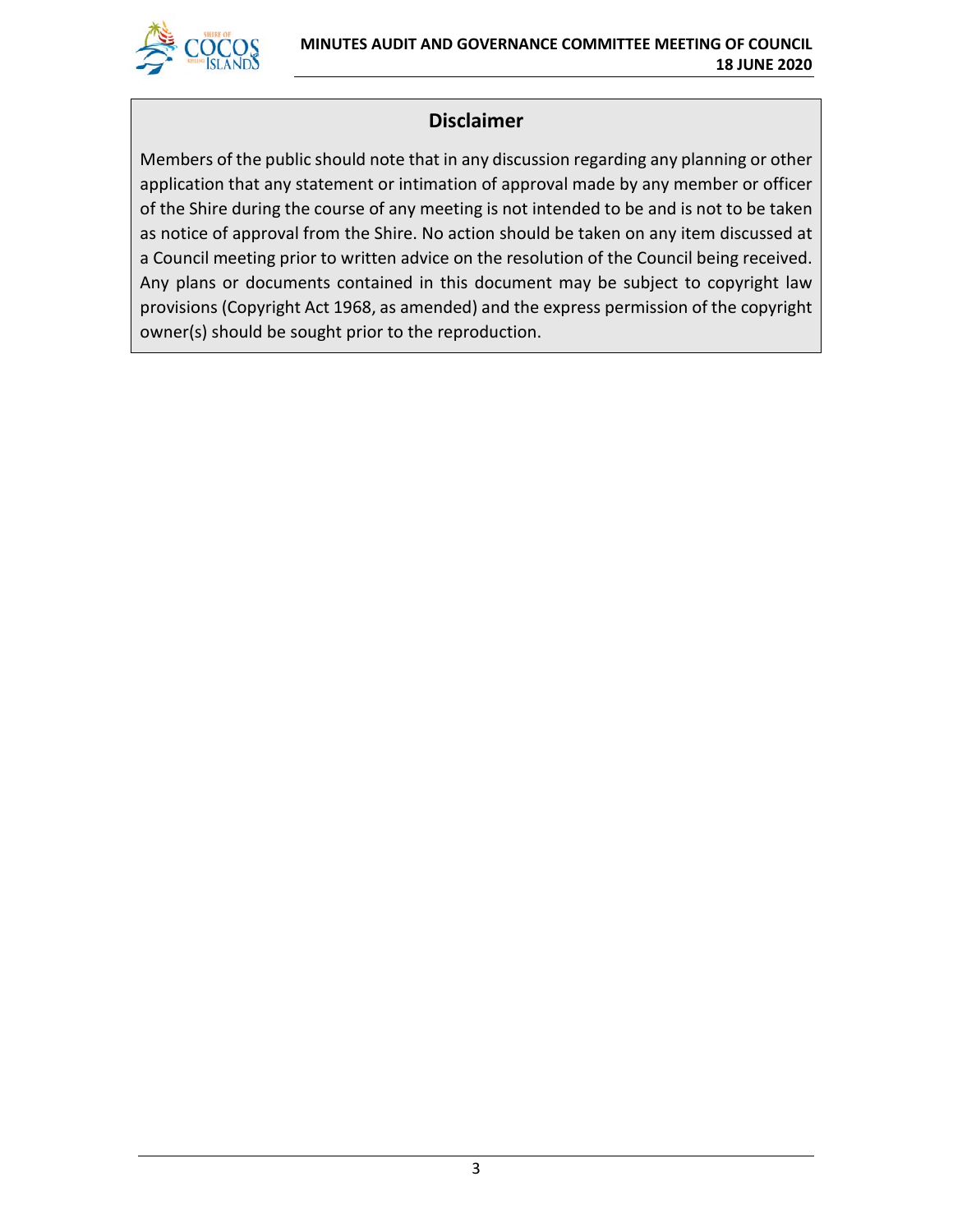## Disclaimer

Members of the public should note that in any discussion regarding any planning or other application that any statement or intimation of approval made by any member or officer of the Shire during the course of any meeting is not intended to be and is not to be taken as notice of approval from the Shire. No action should be taken on any item discussed at a Council meeting prior to written advice on the resolution of the Council being received. Any plans or documents contained in this document may be subject to copyright law provisions (Copyright Act 1968, as amended) and the express permission of the copyright owner(s) should be sought prior to the reproduction.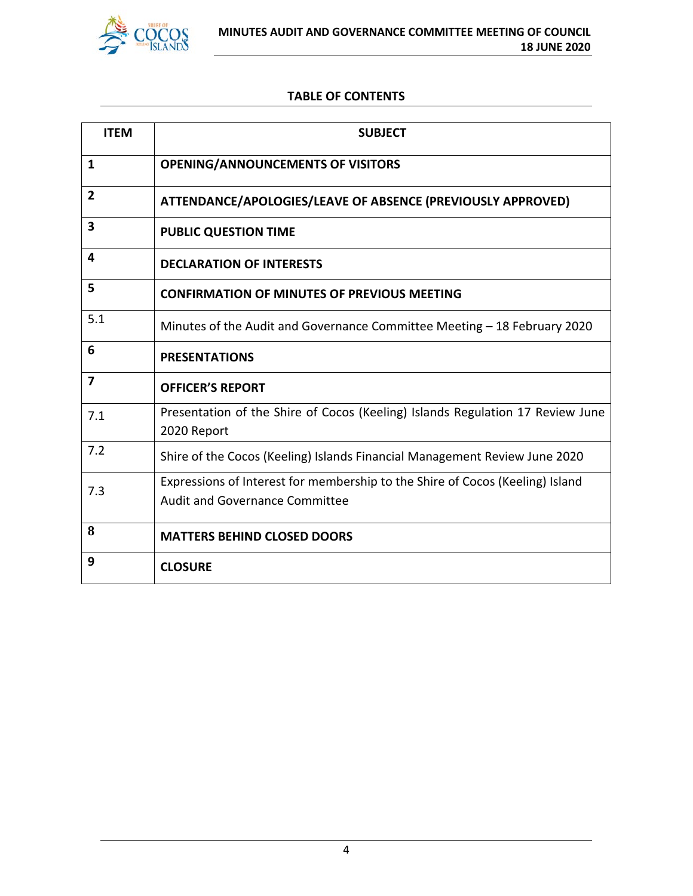## TABLE OF CONTENTS

| ITEM | SUBJECT |
|---|---|
| **1** | **OPENING/ANNOUNCEMENTS OF VISITORS** |
| **2** | **ATTENDANCE/APOLOGIES/LEAVE OF ABSENCE (PREVIOUSLY APPROVED)** |
| **3** | **PUBLIC QUESTION TIME** |
| **4** | **DECLARATION OF INTERESTS** |
| **5** | **CONFIRMATION OF MINUTES OF PREVIOUS MEETING** |
| 5.1 | Minutes of the Audit and Governance Committee Meeting – 18 February 2020 |
| **6** | **PRESENTATIONS** |
| **7** | **OFFICER'S REPORT** |
| 7.1 | Presentation of the Shire of Cocos (Keeling) Islands Regulation 17 Review June 2020 Report |
| 7.2 | Shire of the Cocos (Keeling) Islands Financial Management Review June 2020 |
| 7.3 | Expressions of Interest for membership to the Shire of Cocos (Keeling) Island Audit and Governance Committee |
| **8** | **MATTERS BEHIND CLOSED DOORS** |
| **9** | **CLOSURE** |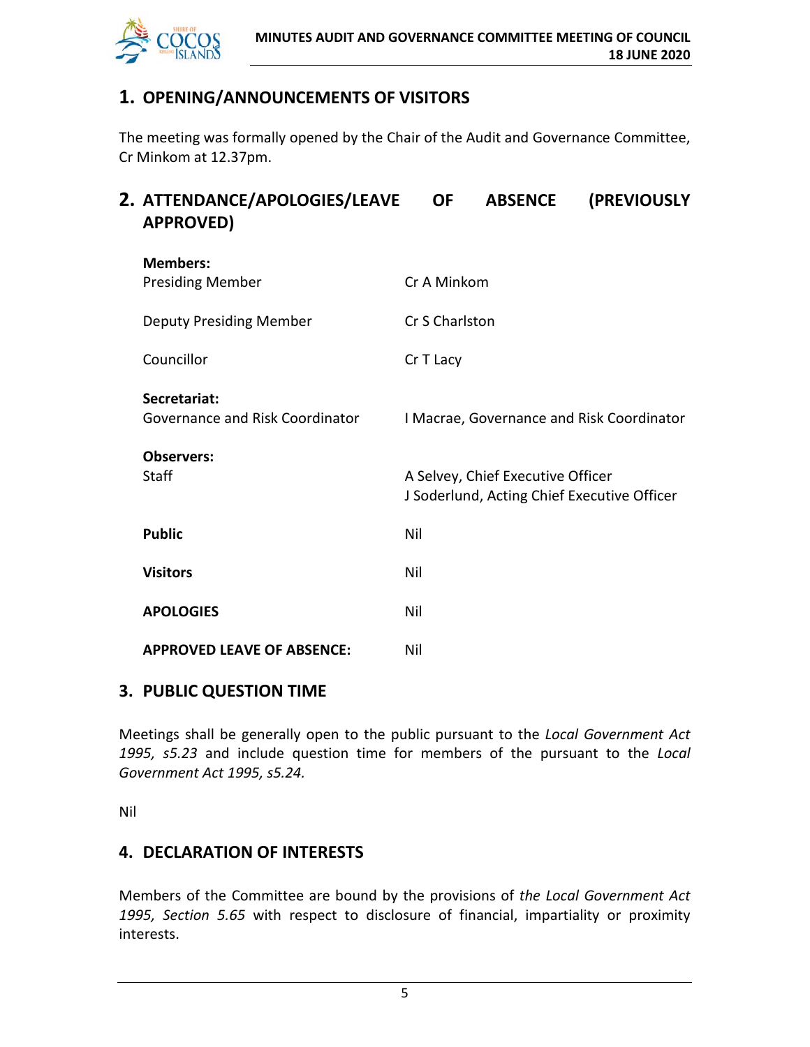## 1. OPENING/ANNOUNCEMENTS OF VISITORS

The meeting was formally opened by the Chair of the Audit and Governance Committee, Cr Minkom at 12.37pm.

## 2. ATTENDANCE/APOLOGIES/LEAVE OF ABSENCE (PREVIOUSLY APPROVED)

| | |
|---|---|
| **Members:** | |
| Presiding Member | Cr A Minkom |
| Deputy Presiding Member | Cr S Charlston |
| Councillor | Cr T Lacy |
| **Secretariat:** | |
| Governance and Risk Coordinator | I Macrae, Governance and Risk Coordinator |
| **Observers:** | |
| Staff | A Selvey, Chief Executive Officer<br>J Soderlund, Acting Chief Executive Officer |
| **Public** | Nil |
| **Visitors** | Nil |
| **APOLOGIES** | Nil |
| **APPROVED LEAVE OF ABSENCE:** | Nil |

## 3. PUBLIC QUESTION TIME

Meetings shall be generally open to the public pursuant to the *Local Government Act 1995, s5.23* and include question time for members of the pursuant to the *Local Government Act 1995, s5.24.*

Nil

## 4. DECLARATION OF INTERESTS

Members of the Committee are bound by the provisions of *the Local Government Act 1995, Section 5.65* with respect to disclosure of financial, impartiality or proximity interests.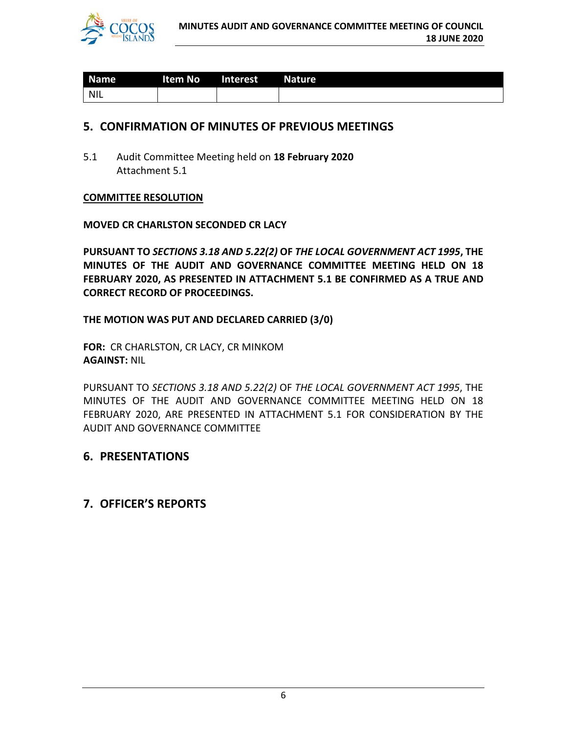| Name | Item No | Interest | Nature |
| --- | --- | --- | --- |
| NIL | | | |

## 5. CONFIRMATION OF MINUTES OF PREVIOUS MEETINGS

5.1 Audit Committee Meeting held on **18 February 2020**
Attachment 5.1

**COMMITTEE RESOLUTION**

**MOVED CR CHARLSTON SECONDED CR LACY**

**PURSUANT TO *SECTIONS 3.18 AND 5.22(2)* OF *THE LOCAL GOVERNMENT ACT 1995*, THE MINUTES OF THE AUDIT AND GOVERNANCE COMMITTEE MEETING HELD ON 18 FEBRUARY 2020, AS PRESENTED IN ATTACHMENT 5.1 BE CONFIRMED AS A TRUE AND CORRECT RECORD OF PROCEEDINGS.**

**THE MOTION WAS PUT AND DECLARED CARRIED (3/0)**

**FOR:** CR CHARLSTON, CR LACY, CR MINKOM
**AGAINST:** NIL

PURSUANT TO *SECTIONS 3.18 AND 5.22(2)* OF *THE LOCAL GOVERNMENT ACT 1995*, THE MINUTES OF THE AUDIT AND GOVERNANCE COMMITTEE MEETING HELD ON 18 FEBRUARY 2020, ARE PRESENTED IN ATTACHMENT 5.1 FOR CONSIDERATION BY THE AUDIT AND GOVERNANCE COMMITTEE

## 6. PRESENTATIONS

## 7. OFFICER'S REPORTS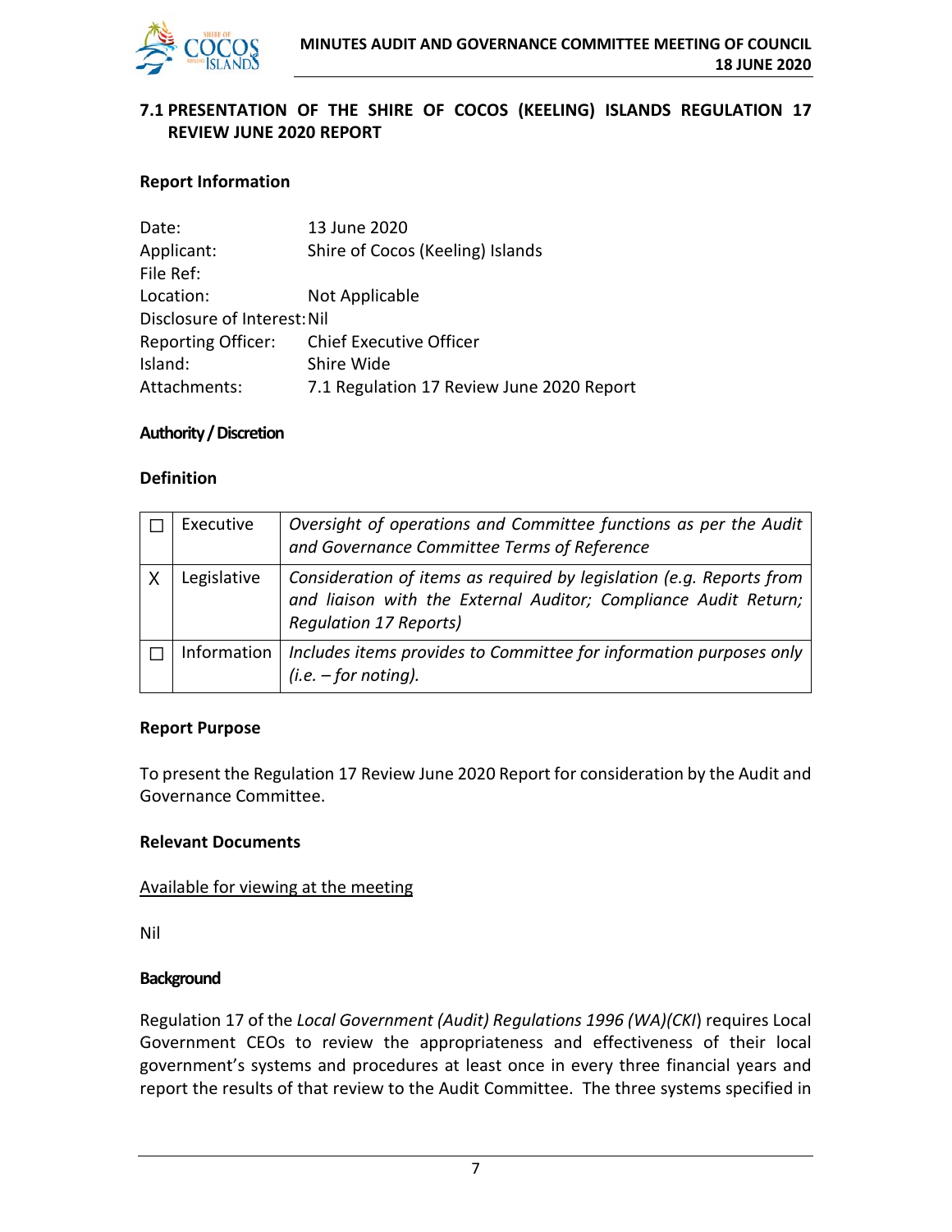## 7.1 PRESENTATION OF THE SHIRE OF COCOS (KEELING) ISLANDS REGULATION 17 REVIEW JUNE 2020 REPORT

### Report Information

Date: 13 June 2020
Applicant: Shire of Cocos (Keeling) Islands
File Ref:
Location: Not Applicable
Disclosure of Interest: Nil
Reporting Officer: Chief Executive Officer
Island: Shire Wide
Attachments: 7.1 Regulation 17 Review June 2020 Report

### Authority / Discretion

### Definition

| | | |
|---|---|---|
| ☐ | Executive | *Oversight of operations and Committee functions as per the Audit and Governance Committee Terms of Reference* |
| X | Legislative | *Consideration of items as required by legislation (e.g. Reports from and liaison with the External Auditor; Compliance Audit Return; Regulation 17 Reports)* |
| ☐ | Information | *Includes items provides to Committee for information purposes only (i.e. – for noting).* |

### Report Purpose

To present the Regulation 17 Review June 2020 Report for consideration by the Audit and Governance Committee.

### Relevant Documents

Available for viewing at the meeting

Nil

### Background

Regulation 17 of the *Local Government (Audit) Regulations 1996 (WA)(CKI*) requires Local Government CEOs to review the appropriateness and effectiveness of their local government's systems and procedures at least once in every three financial years and report the results of that review to the Audit Committee. The three systems specified in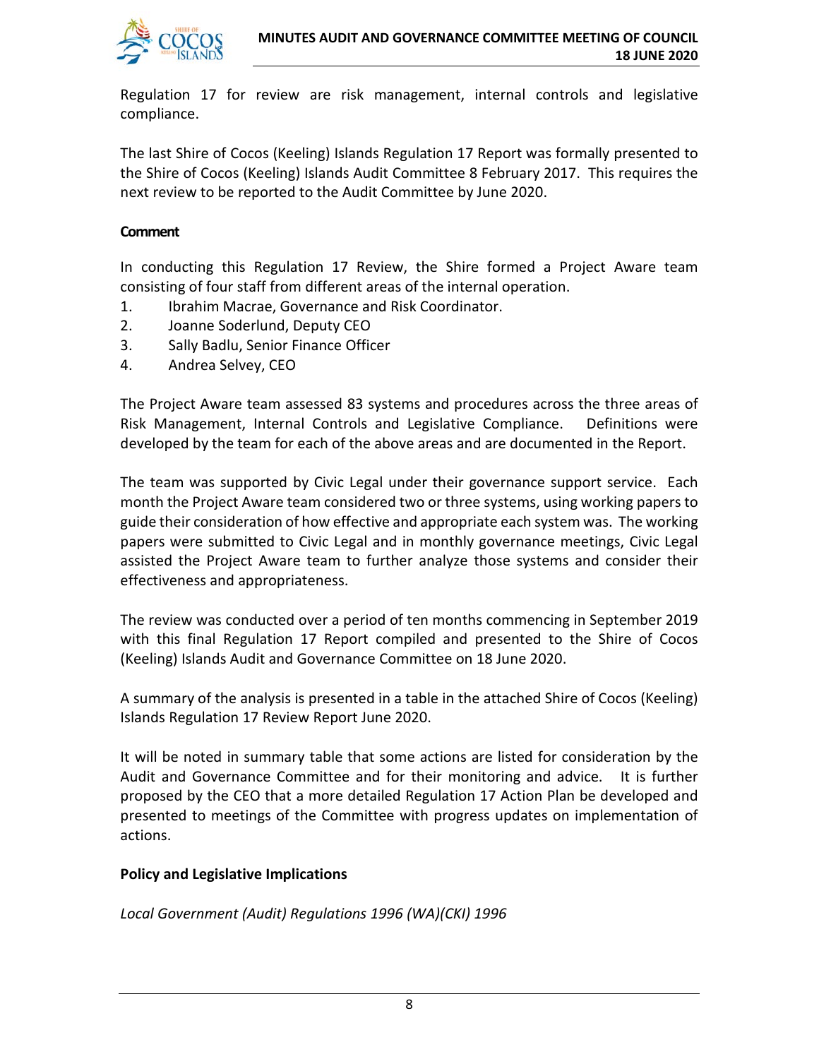Regulation 17 for review are risk management, internal controls and legislative compliance.

The last Shire of Cocos (Keeling) Islands Regulation 17 Report was formally presented to the Shire of Cocos (Keeling) Islands Audit Committee 8 February 2017. This requires the next review to be reported to the Audit Committee by June 2020.

**Comment**

In conducting this Regulation 17 Review, the Shire formed a Project Aware team consisting of four staff from different areas of the internal operation.

1. Ibrahim Macrae, Governance and Risk Coordinator.
2. Joanne Soderlund, Deputy CEO
3. Sally Badlu, Senior Finance Officer
4. Andrea Selvey, CEO

The Project Aware team assessed 83 systems and procedures across the three areas of Risk Management, Internal Controls and Legislative Compliance. Definitions were developed by the team for each of the above areas and are documented in the Report.

The team was supported by Civic Legal under their governance support service. Each month the Project Aware team considered two or three systems, using working papers to guide their consideration of how effective and appropriate each system was. The working papers were submitted to Civic Legal and in monthly governance meetings, Civic Legal assisted the Project Aware team to further analyze those systems and consider their effectiveness and appropriateness.

The review was conducted over a period of ten months commencing in September 2019 with this final Regulation 17 Report compiled and presented to the Shire of Cocos (Keeling) Islands Audit and Governance Committee on 18 June 2020.

A summary of the analysis is presented in a table in the attached Shire of Cocos (Keeling) Islands Regulation 17 Review Report June 2020.

It will be noted in summary table that some actions are listed for consideration by the Audit and Governance Committee and for their monitoring and advice. It is further proposed by the CEO that a more detailed Regulation 17 Action Plan be developed and presented to meetings of the Committee with progress updates on implementation of actions.

**Policy and Legislative Implications**

*Local Government (Audit) Regulations 1996 (WA)(CKI) 1996*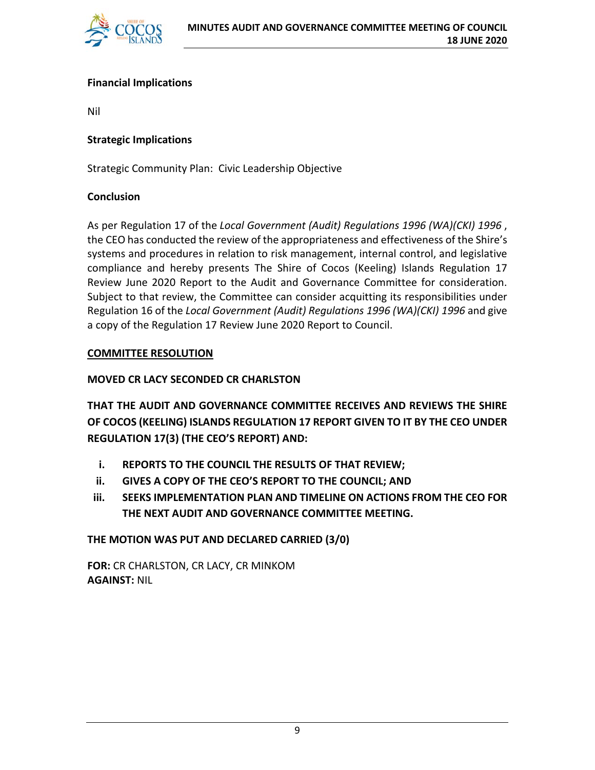### Financial Implications

Nil

### Strategic Implications

Strategic Community Plan: Civic Leadership Objective

### Conclusion

As per Regulation 17 of the *Local Government (Audit) Regulations 1996 (WA)(CKI) 1996* , the CEO has conducted the review of the appropriateness and effectiveness of the Shire's systems and procedures in relation to risk management, internal control, and legislative compliance and hereby presents The Shire of Cocos (Keeling) Islands Regulation 17 Review June 2020 Report to the Audit and Governance Committee for consideration. Subject to that review, the Committee can consider acquitting its responsibilities under Regulation 16 of the *Local Government (Audit) Regulations 1996 (WA)(CKI) 1996* and give a copy of the Regulation 17 Review June 2020 Report to Council.

<u>**COMMITTEE RESOLUTION**</u>

**MOVED CR LACY SECONDED CR CHARLSTON**

**THAT THE AUDIT AND GOVERNANCE COMMITTEE RECEIVES AND REVIEWS THE SHIRE OF COCOS (KEELING) ISLANDS REGULATION 17 REPORT GIVEN TO IT BY THE CEO UNDER REGULATION 17(3) (THE CEO'S REPORT) AND:**

i. **REPORTS TO THE COUNCIL THE RESULTS OF THAT REVIEW;**
ii. **GIVES A COPY OF THE CEO'S REPORT TO THE COUNCIL; AND**
iii. **SEEKS IMPLEMENTATION PLAN AND TIMELINE ON ACTIONS FROM THE CEO FOR THE NEXT AUDIT AND GOVERNANCE COMMITTEE MEETING.**

**THE MOTION WAS PUT AND DECLARED CARRIED (3/0)**

**FOR:** CR CHARLSTON, CR LACY, CR MINKOM
**AGAINST:** NIL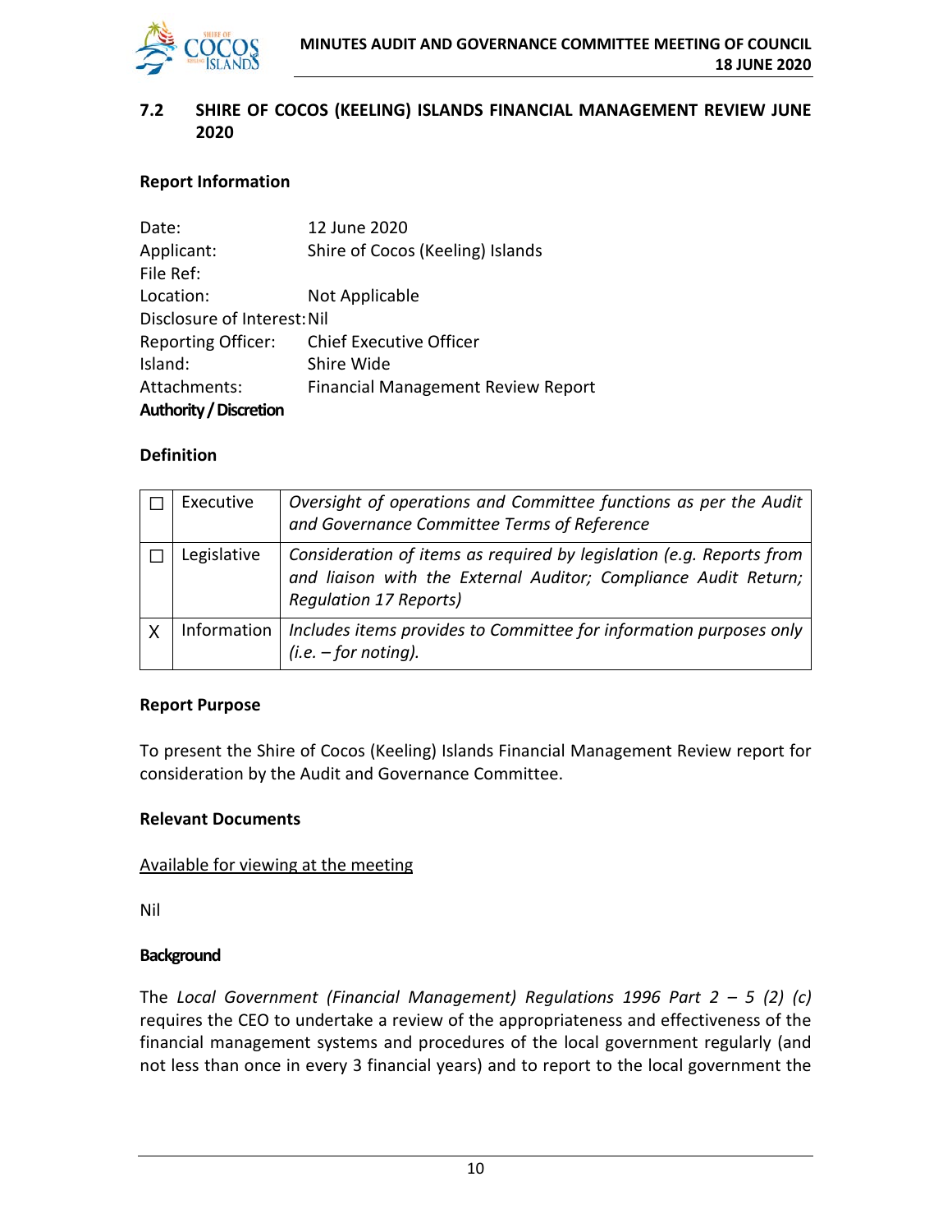## 7.2 SHIRE OF COCOS (KEELING) ISLANDS FINANCIAL MANAGEMENT REVIEW JUNE 2020

### Report Information

Date: 12 June 2020
Applicant: Shire of Cocos (Keeling) Islands
File Ref:
Location: Not Applicable
Disclosure of Interest: Nil
Reporting Officer: Chief Executive Officer
Island: Shire Wide
Attachments: Financial Management Review Report
**Authority / Discretion**

### Definition

| | | |
|---|---|---|
| ☐ | Executive | *Oversight of operations and Committee functions as per the Audit and Governance Committee Terms of Reference* |
| ☐ | Legislative | *Consideration of items as required by legislation (e.g. Reports from and liaison with the External Auditor; Compliance Audit Return; Regulation 17 Reports)* |
| X | Information | *Includes items provides to Committee for information purposes only (i.e. – for noting).* |

### Report Purpose

To present the Shire of Cocos (Keeling) Islands Financial Management Review report for consideration by the Audit and Governance Committee.

### Relevant Documents

Available for viewing at the meeting

Nil

### Background

The *Local Government (Financial Management) Regulations 1996 Part 2 – 5 (2) (c)* requires the CEO to undertake a review of the appropriateness and effectiveness of the financial management systems and procedures of the local government regularly (and not less than once in every 3 financial years) and to report to the local government the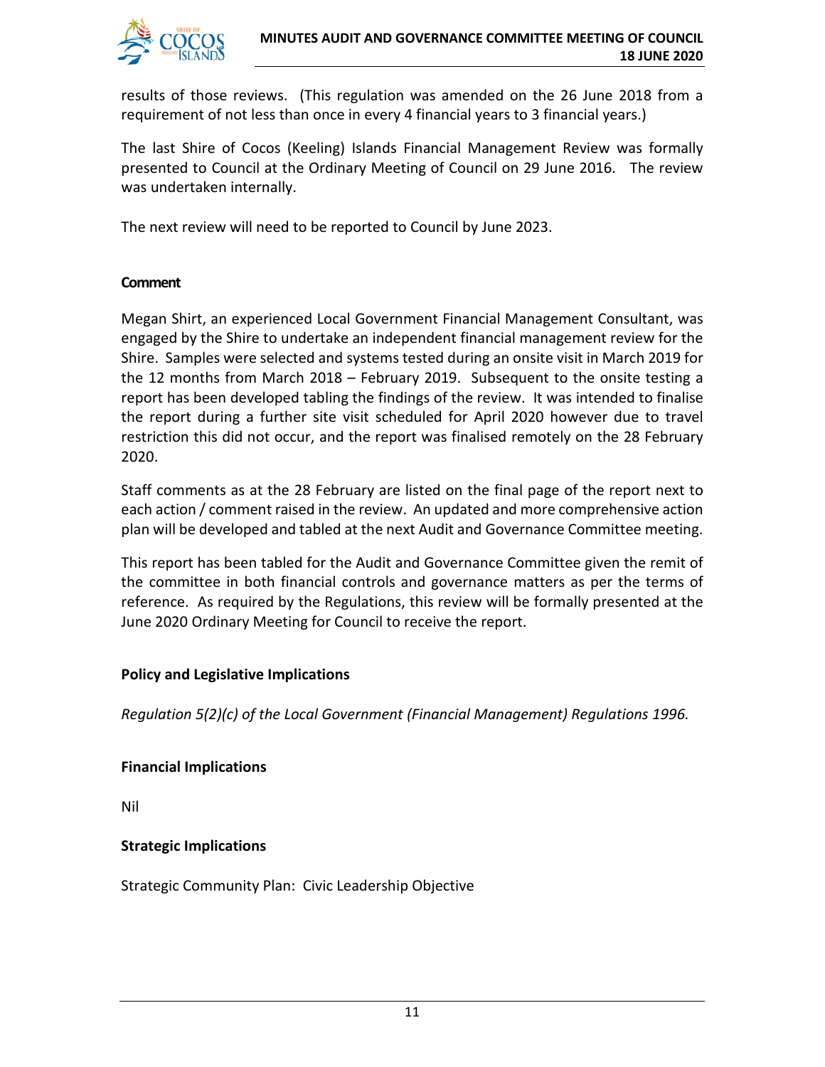results of those reviews. (This regulation was amended on the 26 June 2018 from a requirement of not less than once in every 4 financial years to 3 financial years.)

The last Shire of Cocos (Keeling) Islands Financial Management Review was formally presented to Council at the Ordinary Meeting of Council on 29 June 2016. The review was undertaken internally.

The next review will need to be reported to Council by June 2023.

**Comment**

Megan Shirt, an experienced Local Government Financial Management Consultant, was engaged by the Shire to undertake an independent financial management review for the Shire. Samples were selected and systems tested during an onsite visit in March 2019 for the 12 months from March 2018 – February 2019. Subsequent to the onsite testing a report has been developed tabling the findings of the review. It was intended to finalise the report during a further site visit scheduled for April 2020 however due to travel restriction this did not occur, and the report was finalised remotely on the 28 February 2020.

Staff comments as at the 28 February are listed on the final page of the report next to each action / comment raised in the review. An updated and more comprehensive action plan will be developed and tabled at the next Audit and Governance Committee meeting.

This report has been tabled for the Audit and Governance Committee given the remit of the committee in both financial controls and governance matters as per the terms of reference. As required by the Regulations, this review will be formally presented at the June 2020 Ordinary Meeting for Council to receive the report.

**Policy and Legislative Implications**

*Regulation 5(2)(c) of the Local Government (Financial Management) Regulations 1996.*

**Financial Implications**

Nil

**Strategic Implications**

Strategic Community Plan: Civic Leadership Objective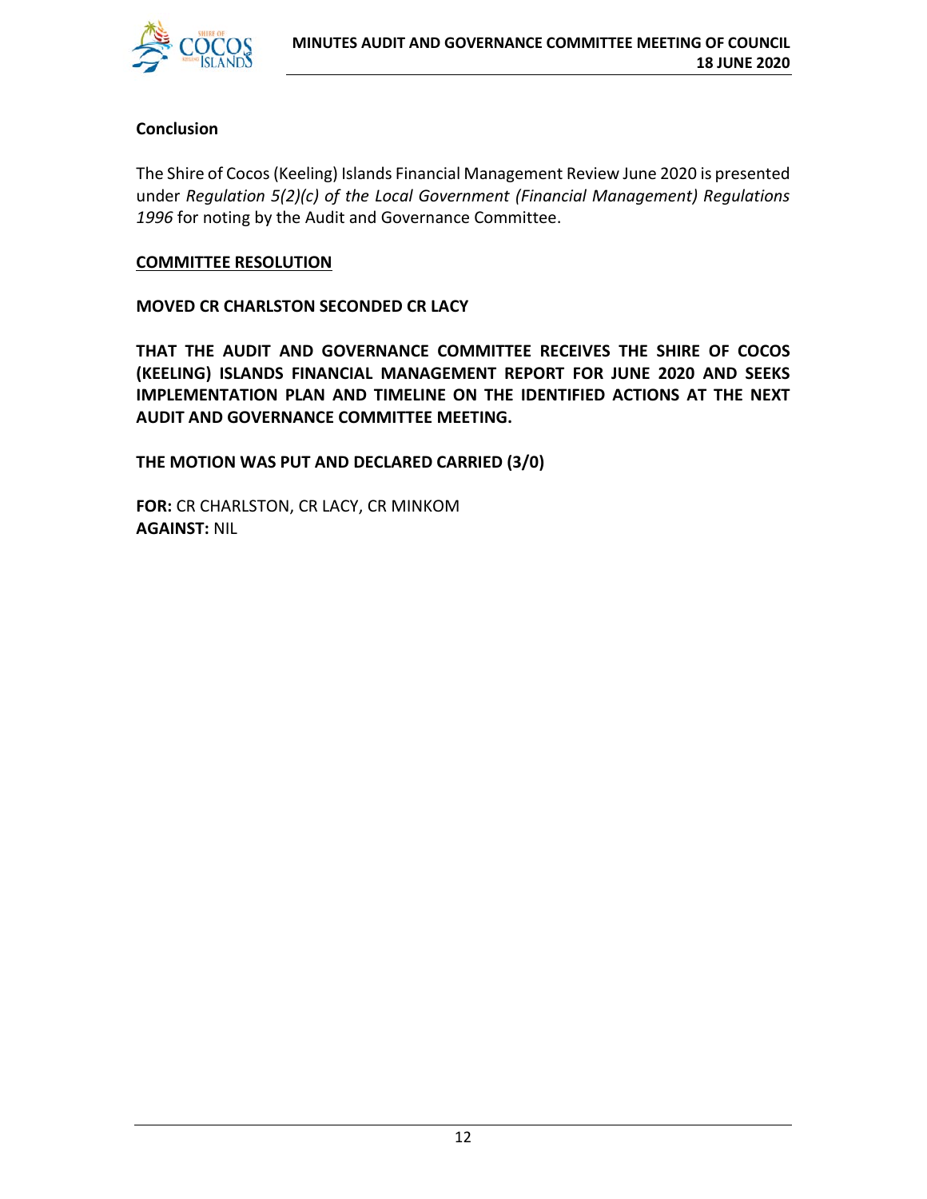**Conclusion**

The Shire of Cocos (Keeling) Islands Financial Management Review June 2020 is presented under *Regulation 5(2)(c) of the Local Government (Financial Management) Regulations 1996* for noting by the Audit and Governance Committee.

**COMMITTEE RESOLUTION**

**MOVED CR CHARLSTON SECONDED CR LACY**

**THAT THE AUDIT AND GOVERNANCE COMMITTEE RECEIVES THE SHIRE OF COCOS (KEELING) ISLANDS FINANCIAL MANAGEMENT REPORT FOR JUNE 2020 AND SEEKS IMPLEMENTATION PLAN AND TIMELINE ON THE IDENTIFIED ACTIONS AT THE NEXT AUDIT AND GOVERNANCE COMMITTEE MEETING.**

**THE MOTION WAS PUT AND DECLARED CARRIED (3/0)**

**FOR:** CR CHARLSTON, CR LACY, CR MINKOM
**AGAINST:** NIL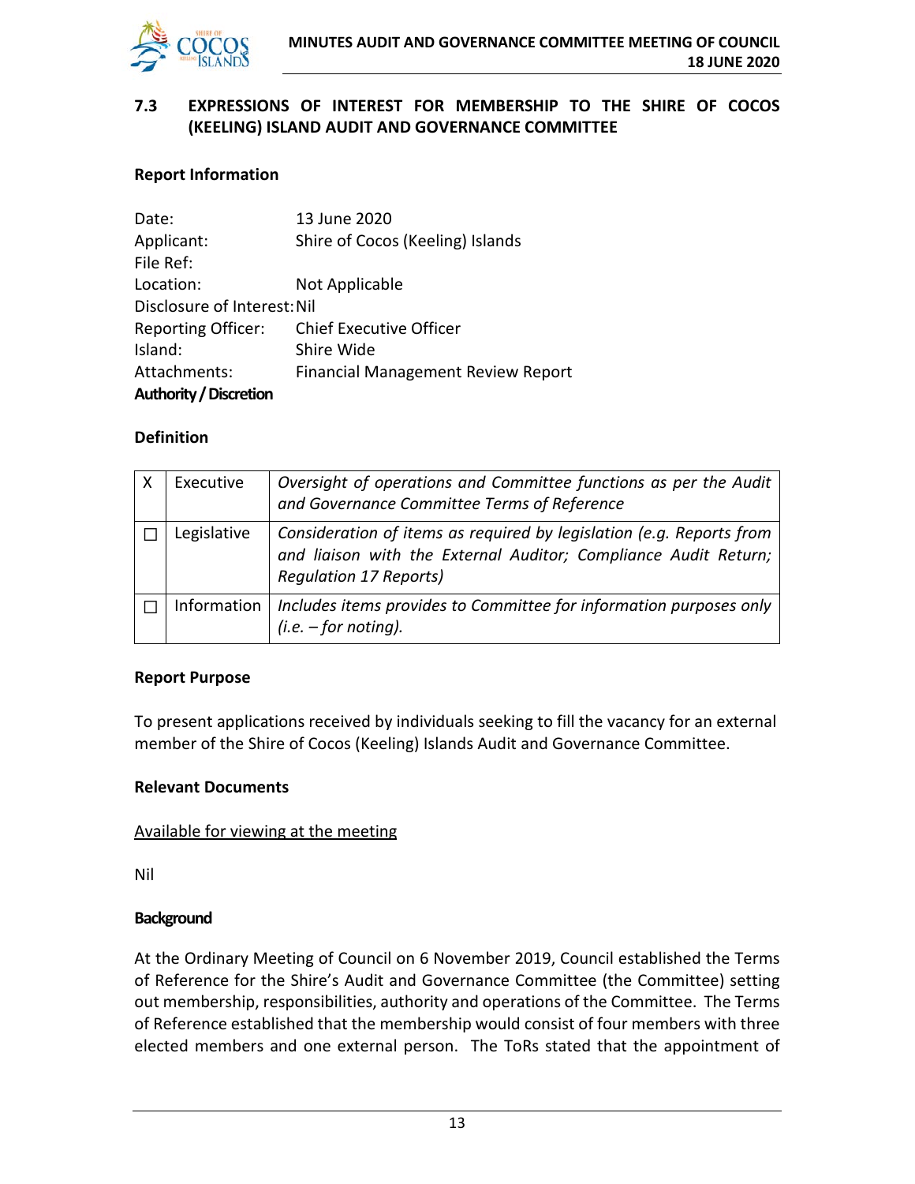## 7.3 EXPRESSIONS OF INTEREST FOR MEMBERSHIP TO THE SHIRE OF COCOS (KEELING) ISLAND AUDIT AND GOVERNANCE COMMITTEE

### Report Information

Date: 13 June 2020
Applicant: Shire of Cocos (Keeling) Islands
File Ref:
Location: Not Applicable
Disclosure of Interest: Nil
Reporting Officer: Chief Executive Officer
Island: Shire Wide
Attachments: Financial Management Review Report
**Authority / Discretion**

### Definition

| | | |
|---|---|---|
| X | Executive | *Oversight of operations and Committee functions as per the Audit and Governance Committee Terms of Reference* |
| ☐ | Legislative | *Consideration of items as required by legislation (e.g. Reports from and liaison with the External Auditor; Compliance Audit Return; Regulation 17 Reports)* |
| ☐ | Information | *Includes items provides to Committee for information purposes only (i.e. – for noting).* |

### Report Purpose

To present applications received by individuals seeking to fill the vacancy for an external member of the Shire of Cocos (Keeling) Islands Audit and Governance Committee.

### Relevant Documents

Available for viewing at the meeting

Nil

### Background

At the Ordinary Meeting of Council on 6 November 2019, Council established the Terms of Reference for the Shire's Audit and Governance Committee (the Committee) setting out membership, responsibilities, authority and operations of the Committee. The Terms of Reference established that the membership would consist of four members with three elected members and one external person. The ToRs stated that the appointment of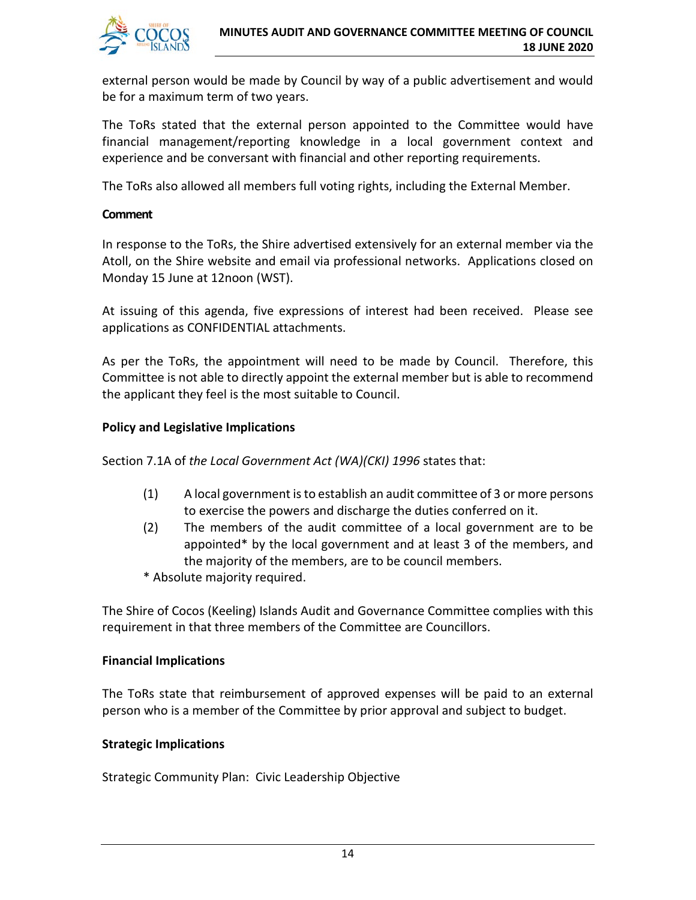external person would be made by Council by way of a public advertisement and would be for a maximum term of two years.

The ToRs stated that the external person appointed to the Committee would have financial management/reporting knowledge in a local government context and experience and be conversant with financial and other reporting requirements.

The ToRs also allowed all members full voting rights, including the External Member.

**Comment**

In response to the ToRs, the Shire advertised extensively for an external member via the Atoll, on the Shire website and email via professional networks. Applications closed on Monday 15 June at 12noon (WST).

At issuing of this agenda, five expressions of interest had been received. Please see applications as CONFIDENTIAL attachments.

As per the ToRs, the appointment will need to be made by Council. Therefore, this Committee is not able to directly appoint the external member but is able to recommend the applicant they feel is the most suitable to Council.

**Policy and Legislative Implications**

Section 7.1A of *the Local Government Act (WA)(CKI) 1996* states that:

(1) A local government is to establish an audit committee of 3 or more persons to exercise the powers and discharge the duties conferred on it.

(2) The members of the audit committee of a local government are to be appointed* by the local government and at least 3 of the members, and the majority of the members, are to be council members.

\* Absolute majority required.

The Shire of Cocos (Keeling) Islands Audit and Governance Committee complies with this requirement in that three members of the Committee are Councillors.

**Financial Implications**

The ToRs state that reimbursement of approved expenses will be paid to an external person who is a member of the Committee by prior approval and subject to budget.

**Strategic Implications**

Strategic Community Plan: Civic Leadership Objective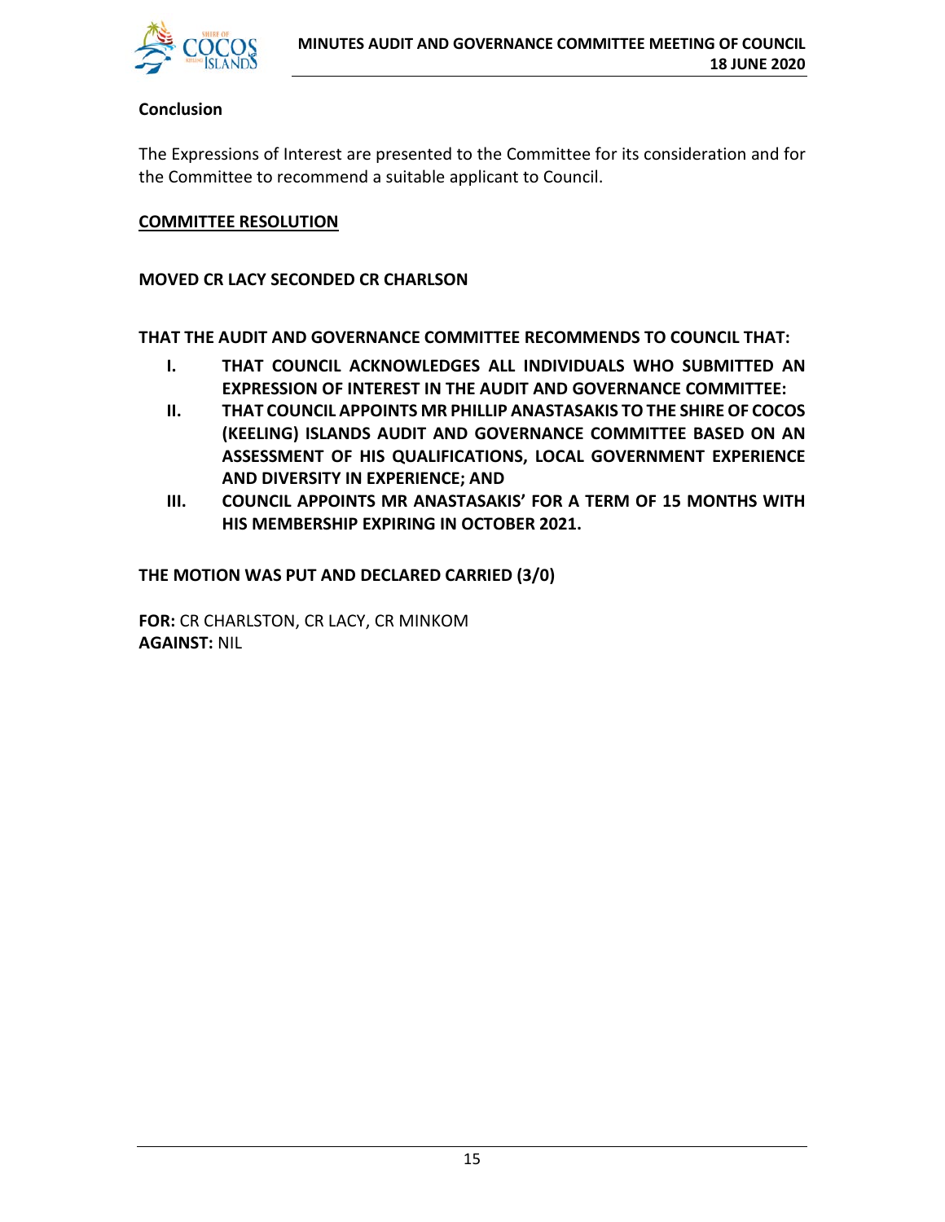**Conclusion**

The Expressions of Interest are presented to the Committee for its consideration and for the Committee to recommend a suitable applicant to Council.

**COMMITTEE RESOLUTION**

**MOVED CR LACY SECONDED CR CHARLSON**

**THAT THE AUDIT AND GOVERNANCE COMMITTEE RECOMMENDS TO COUNCIL THAT:**

- **I. THAT COUNCIL ACKNOWLEDGES ALL INDIVIDUALS WHO SUBMITTED AN EXPRESSION OF INTEREST IN THE AUDIT AND GOVERNANCE COMMITTEE:**
- **II. THAT COUNCIL APPOINTS MR PHILLIP ANASTASAKIS TO THE SHIRE OF COCOS (KEELING) ISLANDS AUDIT AND GOVERNANCE COMMITTEE BASED ON AN ASSESSMENT OF HIS QUALIFICATIONS, LOCAL GOVERNMENT EXPERIENCE AND DIVERSITY IN EXPERIENCE; AND**
- **III. COUNCIL APPOINTS MR ANASTASAKIS' FOR A TERM OF 15 MONTHS WITH HIS MEMBERSHIP EXPIRING IN OCTOBER 2021.**

**THE MOTION WAS PUT AND DECLARED CARRIED (3/0)**

**FOR:** CR CHARLSTON, CR LACY, CR MINKOM
**AGAINST:** NIL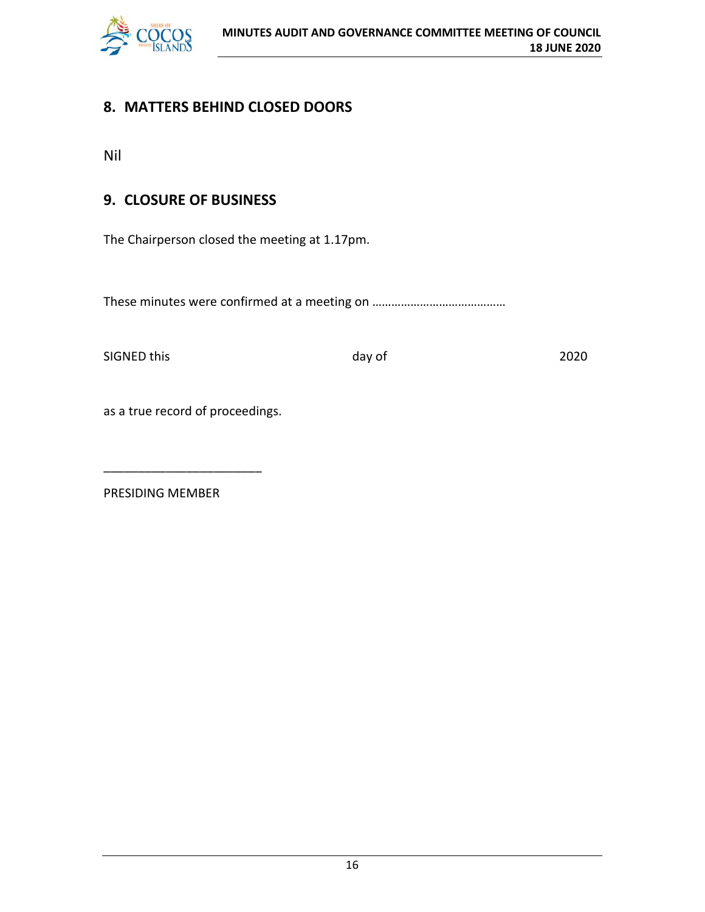## 8. MATTERS BEHIND CLOSED DOORS

Nil

## 9. CLOSURE OF BUSINESS

The Chairperson closed the meeting at 1.17pm.

These minutes were confirmed at a meeting on ……………………………………

SIGNED this day of 2020

as a true record of proceedings.

_______________________

PRESIDING MEMBER